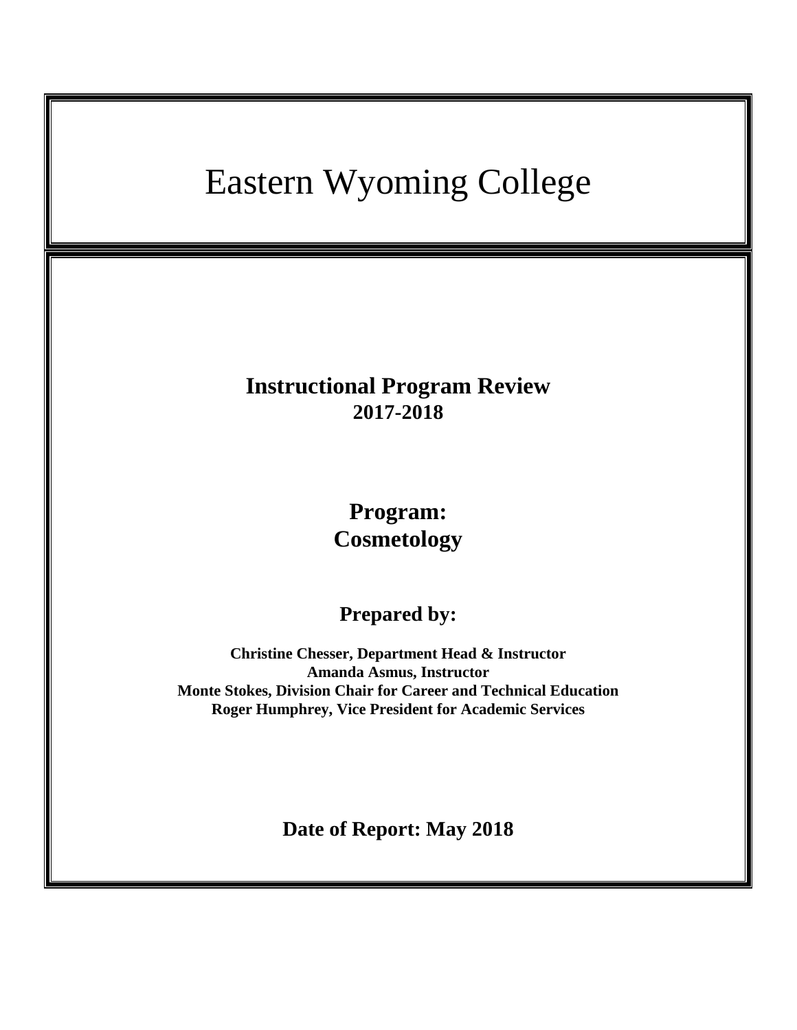# Eastern Wyoming College

## Instructional Program Review
**2017-2018**

## Program:
## Cosmetology

### Prepared by:

**Christine Chesser, Department Head & Instructor**
**Amanda Asmus, Instructor**
**Monte Stokes, Division Chair for Career and Technical Education**
**Roger Humphrey, Vice President for Academic Services**

**Date of Report: May 2018**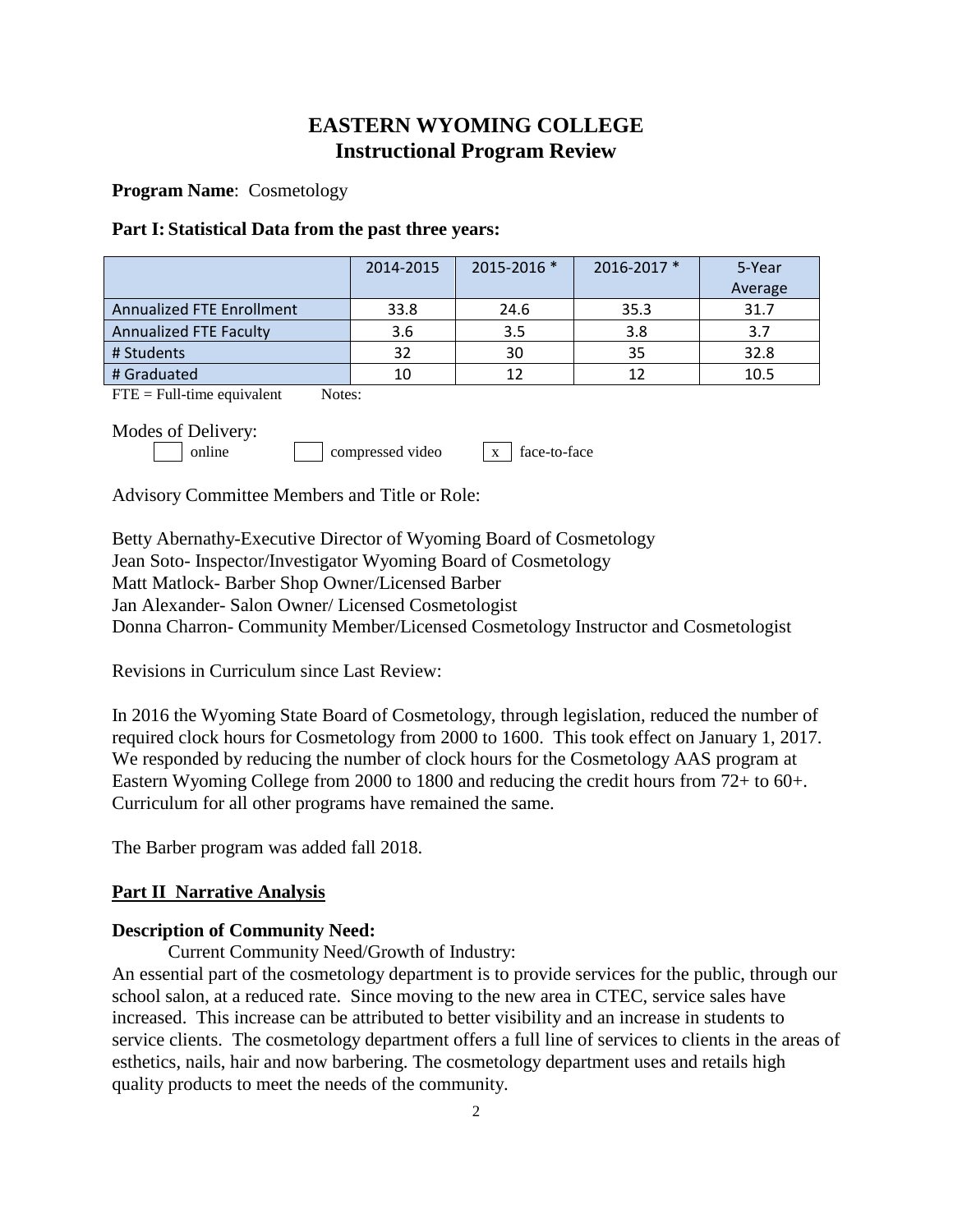# EASTERN WYOMING COLLEGE
## Instructional Program Review

**Program Name**: Cosmetology

**Part I: Statistical Data from the past three years:**

| | 2014-2015 | 2015-2016 * | 2016-2017 * | 5-Year Average |
|---|---|---|---|---|
| Annualized FTE Enrollment | 33.8 | 24.6 | 35.3 | 31.7 |
| Annualized FTE Faculty | 3.6 | 3.5 | 3.8 | 3.7 |
| # Students | 32 | 30 | 35 | 32.8 |
| # Graduated | 10 | 12 | 12 | 10.5 |

FTE = Full-time equivalent Notes:

Modes of Delivery:

- [ ] online
- [ ] compressed video
- [x] face-to-face

Advisory Committee Members and Title or Role:

Betty Abernathy-Executive Director of Wyoming Board of Cosmetology
Jean Soto- Inspector/Investigator Wyoming Board of Cosmetology
Matt Matlock- Barber Shop Owner/Licensed Barber
Jan Alexander- Salon Owner/ Licensed Cosmetologist
Donna Charron- Community Member/Licensed Cosmetology Instructor and Cosmetologist

Revisions in Curriculum since Last Review:

In 2016 the Wyoming State Board of Cosmetology, through legislation, reduced the number of required clock hours for Cosmetology from 2000 to 1600. This took effect on January 1, 2017. We responded by reducing the number of clock hours for the Cosmetology AAS program at Eastern Wyoming College from 2000 to 1800 and reducing the credit hours from 72+ to 60+. Curriculum for all other programs have remained the same.

The Barber program was added fall 2018.

## Part II Narrative Analysis

**Description of Community Need:**

Current Community Need/Growth of Industry:

An essential part of the cosmetology department is to provide services for the public, through our school salon, at a reduced rate. Since moving to the new area in CTEC, service sales have increased. This increase can be attributed to better visibility and an increase in students to service clients. The cosmetology department offers a full line of services to clients in the areas of esthetics, nails, hair and now barbering. The cosmetology department uses and retails high quality products to meet the needs of the community.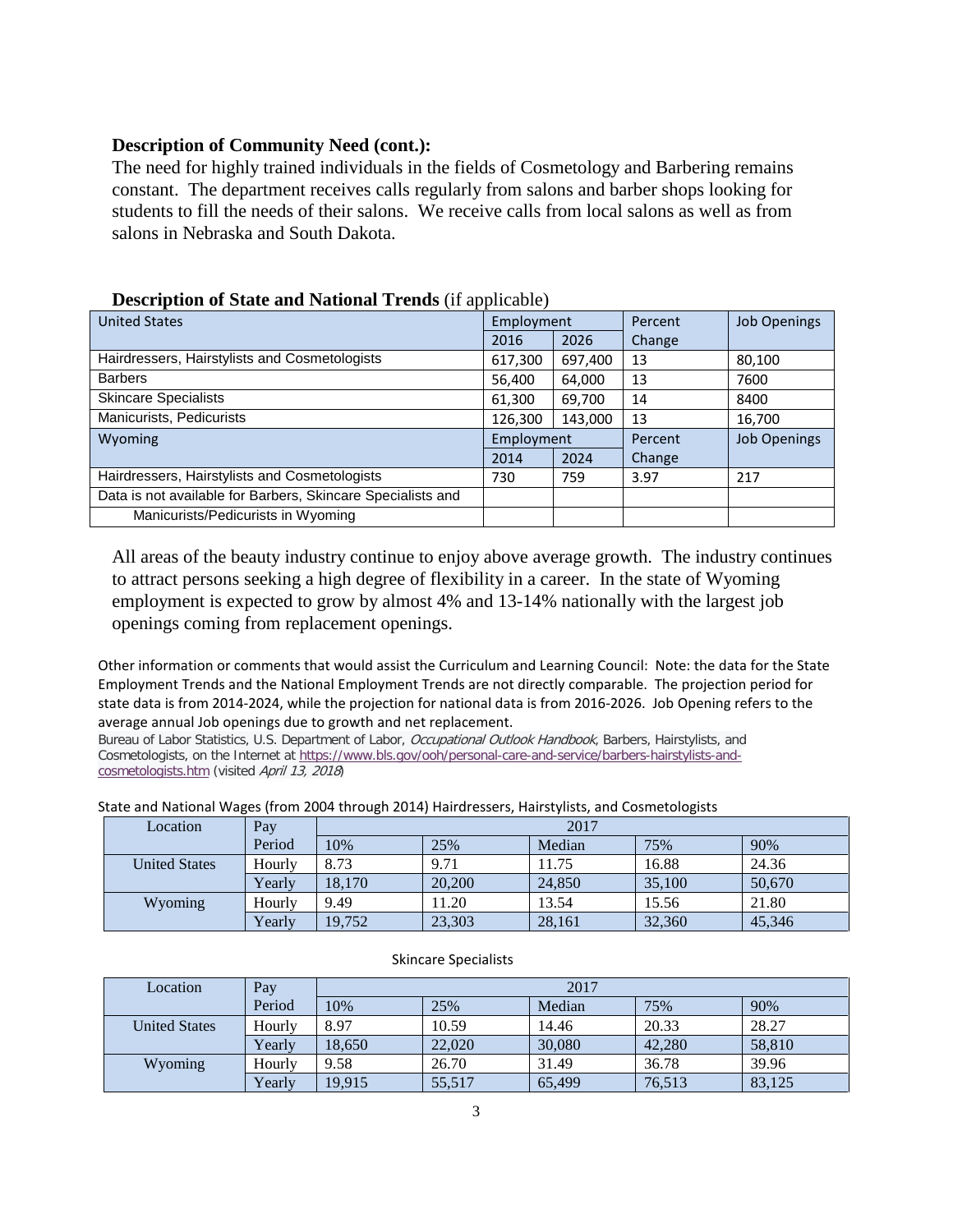**Description of Community Need (cont.):**

The need for highly trained individuals in the fields of Cosmetology and Barbering remains constant. The department receives calls regularly from salons and barber shops looking for students to fill the needs of their salons. We receive calls from local salons as well as from salons in Nebraska and South Dakota.

**Description of State and National Trends** (if applicable)

| United States | Employment | | Percent Change | Job Openings |
|---|---|---|---|---|
| | 2016 | 2026 | | |
| Hairdressers, Hairstylists and Cosmetologists | 617,300 | 697,400 | 13 | 80,100 |
| Barbers | 56,400 | 64,000 | 13 | 7600 |
| Skincare Specialists | 61,300 | 69,700 | 14 | 8400 |
| Manicurists, Pedicurists | 126,300 | 143,000 | 13 | 16,700 |
| Wyoming | Employment | | Percent Change | Job Openings |
| | 2014 | 2024 | | |
| Hairdressers, Hairstylists and Cosmetologists | 730 | 759 | 3.97 | 217 |
| Data is not available for Barbers, Skincare Specialists and Manicurists/Pedicurists in Wyoming | | | | |

All areas of the beauty industry continue to enjoy above average growth. The industry continues to attract persons seeking a high degree of flexibility in a career. In the state of Wyoming employment is expected to grow by almost 4% and 13-14% nationally with the largest job openings coming from replacement openings.

Other information or comments that would assist the Curriculum and Learning Council: Note: the data for the State Employment Trends and the National Employment Trends are not directly comparable. The projection period for state data is from 2014-2024, while the projection for national data is from 2016-2026. Job Opening refers to the average annual Job openings due to growth and net replacement.

Bureau of Labor Statistics, U.S. Department of Labor, *Occupational Outlook Handbook*, Barbers, Hairstylists, and Cosmetologists, on the Internet at https://www.bls.gov/ooh/personal-care-and-service/barbers-hairstylists-and-cosmetologists.htm (visited *April 13, 2018*)

State and National Wages (from 2004 through 2014) Hairdressers, Hairstylists, and Cosmetologists

| Location | Pay Period | 2017 | | | | |
|---|---|---|---|---|---|---|
| | | 10% | 25% | Median | 75% | 90% |
| United States | Hourly | 8.73 | 9.71 | 11.75 | 16.88 | 24.36 |
| | Yearly | 18,170 | 20,200 | 24,850 | 35,100 | 50,670 |
| Wyoming | Hourly | 9.49 | 11.20 | 13.54 | 15.56 | 21.80 |
| | Yearly | 19,752 | 23,303 | 28,161 | 32,360 | 45,346 |

Skincare Specialists

| Location | Pay Period | 2017 | | | | |
|---|---|---|---|---|---|---|
| | | 10% | 25% | Median | 75% | 90% |
| United States | Hourly | 8.97 | 10.59 | 14.46 | 20.33 | 28.27 |
| | Yearly | 18,650 | 22,020 | 30,080 | 42,280 | 58,810 |
| Wyoming | Hourly | 9.58 | 26.70 | 31.49 | 36.78 | 39.96 |
| | Yearly | 19,915 | 55,517 | 65,499 | 76,513 | 83,125 |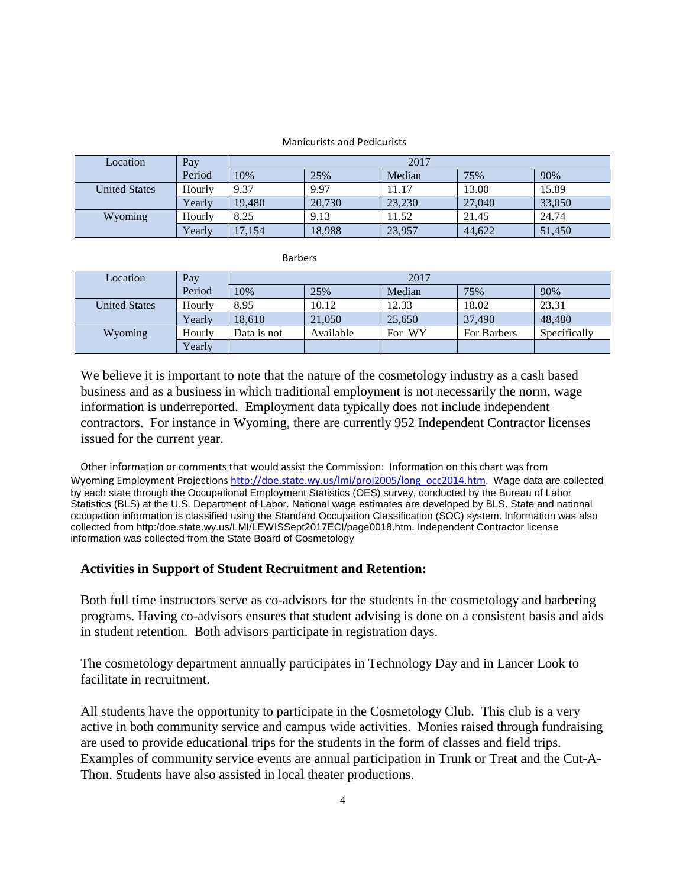Manicurists and Pedicurists

| Location | Pay Period | 2017 | | | | |
|---|---|---|---|---|---|---|
| | | 10% | 25% | Median | 75% | 90% |
| United States | Hourly | 9.37 | 9.97 | 11.17 | 13.00 | 15.89 |
| | Yearly | 19,480 | 20,730 | 23,230 | 27,040 | 33,050 |
| Wyoming | Hourly | 8.25 | 9.13 | 11.52 | 21.45 | 24.74 |
| | Yearly | 17,154 | 18,988 | 23,957 | 44,622 | 51,450 |

Barbers

| Location | Pay Period | 2017 | | | | |
|---|---|---|---|---|---|---|
| | | 10% | 25% | Median | 75% | 90% |
| United States | Hourly | 8.95 | 10.12 | 12.33 | 18.02 | 23.31 |
| | Yearly | 18,610 | 21,050 | 25,650 | 37,490 | 48,480 |
| Wyoming | Hourly | Data is not | Available | For WY | For Barbers | Specifically |
| | Yearly | | | | | |

We believe it is important to note that the nature of the cosmetology industry as a cash based business and as a business in which traditional employment is not necessarily the norm, wage information is underreported. Employment data typically does not include independent contractors. For instance in Wyoming, there are currently 952 Independent Contractor licenses issued for the current year.

Other information or comments that would assist the Commission: Information on this chart was from Wyoming Employment Projections http://doe.state.wy.us/lmi/proj2005/long_occ2014.htm. Wage data are collected by each state through the Occupational Employment Statistics (OES) survey, conducted by the Bureau of Labor Statistics (BLS) at the U.S. Department of Labor. National wage estimates are developed by BLS. State and national occupation information is classified using the Standard Occupation Classification (SOC) system. Information was also collected from http:/doe.state.wy.us/LMI/LEWISSept2017ECI/page0018.htm. Independent Contractor license information was collected from the State Board of Cosmetology

**Activities in Support of Student Recruitment and Retention:**

Both full time instructors serve as co-advisors for the students in the cosmetology and barbering programs. Having co-advisors ensures that student advising is done on a consistent basis and aids in student retention. Both advisors participate in registration days.

The cosmetology department annually participates in Technology Day and in Lancer Look to facilitate in recruitment.

All students have the opportunity to participate in the Cosmetology Club. This club is a very active in both community service and campus wide activities. Monies raised through fundraising are used to provide educational trips for the students in the form of classes and field trips. Examples of community service events are annual participation in Trunk or Treat and the Cut-A-Thon. Students have also assisted in local theater productions.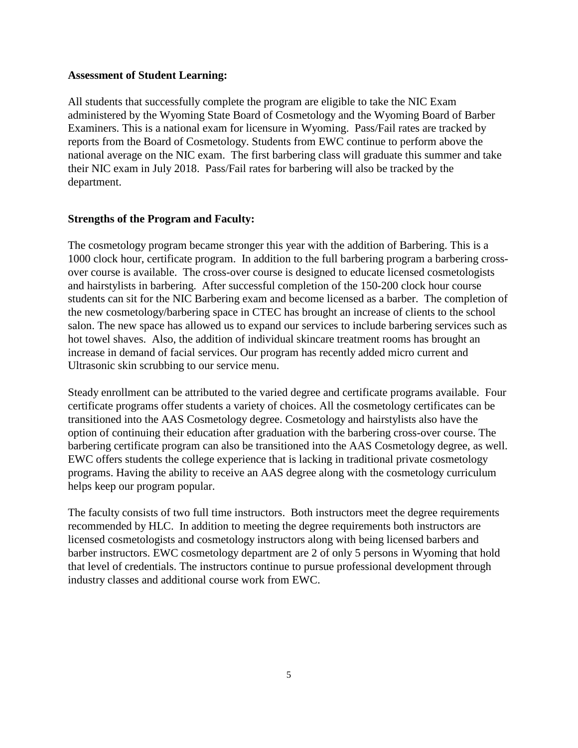**Assessment of Student Learning:**

All students that successfully complete the program are eligible to take the NIC Exam administered by the Wyoming State Board of Cosmetology and the Wyoming Board of Barber Examiners. This is a national exam for licensure in Wyoming. Pass/Fail rates are tracked by reports from the Board of Cosmetology. Students from EWC continue to perform above the national average on the NIC exam. The first barbering class will graduate this summer and take their NIC exam in July 2018. Pass/Fail rates for barbering will also be tracked by the department.

**Strengths of the Program and Faculty:**

The cosmetology program became stronger this year with the addition of Barbering. This is a 1000 clock hour, certificate program. In addition to the full barbering program a barbering cross-over course is available. The cross-over course is designed to educate licensed cosmetologists and hairstylists in barbering. After successful completion of the 150-200 clock hour course students can sit for the NIC Barbering exam and become licensed as a barber. The completion of the new cosmetology/barbering space in CTEC has brought an increase of clients to the school salon. The new space has allowed us to expand our services to include barbering services such as hot towel shaves. Also, the addition of individual skincare treatment rooms has brought an increase in demand of facial services. Our program has recently added micro current and Ultrasonic skin scrubbing to our service menu.

Steady enrollment can be attributed to the varied degree and certificate programs available. Four certificate programs offer students a variety of choices. All the cosmetology certificates can be transitioned into the AAS Cosmetology degree. Cosmetology and hairstylists also have the option of continuing their education after graduation with the barbering cross-over course. The barbering certificate program can also be transitioned into the AAS Cosmetology degree, as well. EWC offers students the college experience that is lacking in traditional private cosmetology programs. Having the ability to receive an AAS degree along with the cosmetology curriculum helps keep our program popular.

The faculty consists of two full time instructors. Both instructors meet the degree requirements recommended by HLC. In addition to meeting the degree requirements both instructors are licensed cosmetologists and cosmetology instructors along with being licensed barbers and barber instructors. EWC cosmetology department are 2 of only 5 persons in Wyoming that hold that level of credentials. The instructors continue to pursue professional development through industry classes and additional course work from EWC.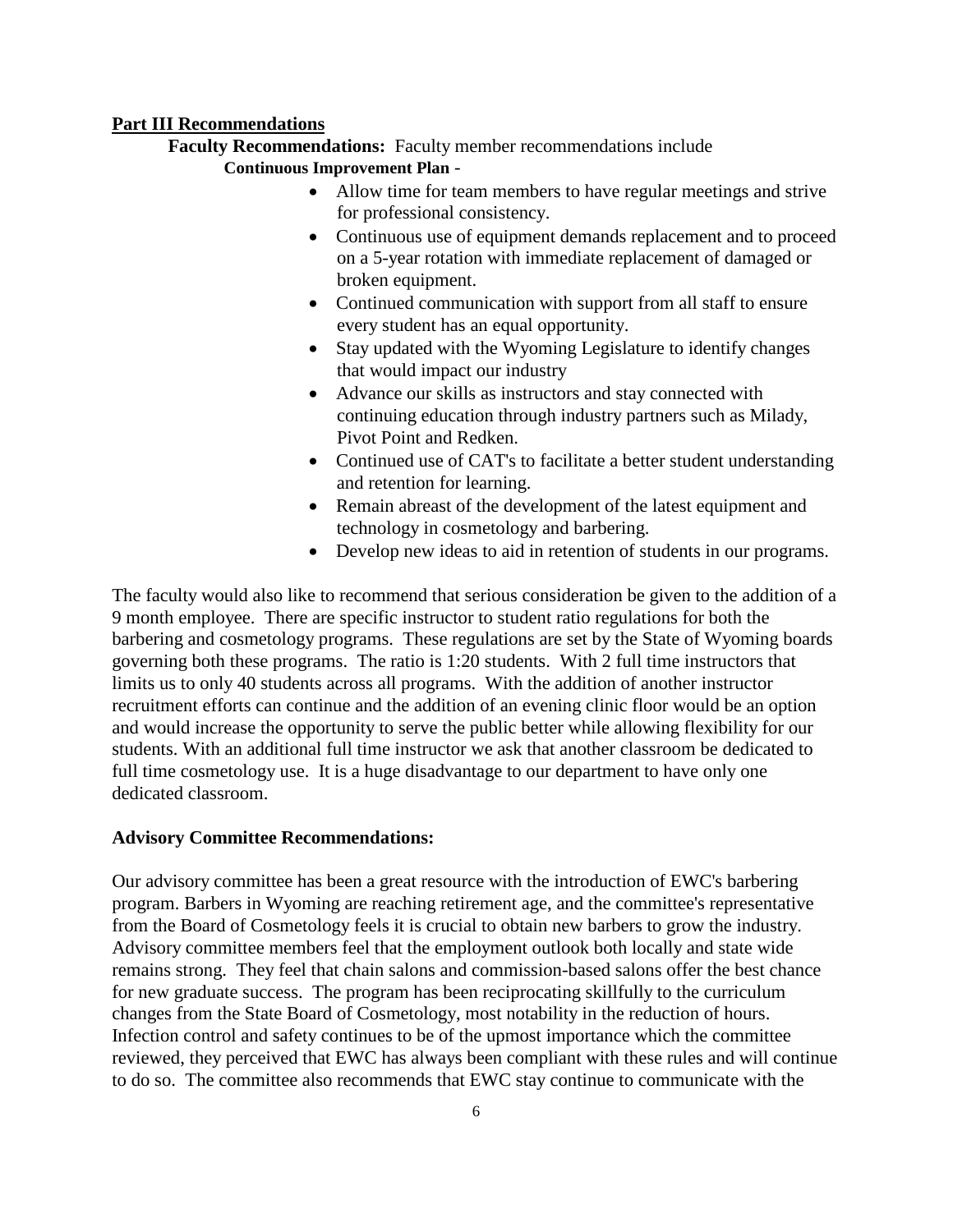## Part III Recommendations

**Faculty Recommendations:** Faculty member recommendations include

**Continuous Improvement Plan** -

- Allow time for team members to have regular meetings and strive for professional consistency.
- Continuous use of equipment demands replacement and to proceed on a 5-year rotation with immediate replacement of damaged or broken equipment.
- Continued communication with support from all staff to ensure every student has an equal opportunity.
- Stay updated with the Wyoming Legislature to identify changes that would impact our industry
- Advance our skills as instructors and stay connected with continuing education through industry partners such as Milady, Pivot Point and Redken.
- Continued use of CAT's to facilitate a better student understanding and retention for learning.
- Remain abreast of the development of the latest equipment and technology in cosmetology and barbering.
- Develop new ideas to aid in retention of students in our programs.

The faculty would also like to recommend that serious consideration be given to the addition of a 9 month employee. There are specific instructor to student ratio regulations for both the barbering and cosmetology programs. These regulations are set by the State of Wyoming boards governing both these programs. The ratio is 1:20 students. With 2 full time instructors that limits us to only 40 students across all programs. With the addition of another instructor recruitment efforts can continue and the addition of an evening clinic floor would be an option and would increase the opportunity to serve the public better while allowing flexibility for our students. With an additional full time instructor we ask that another classroom be dedicated to full time cosmetology use. It is a huge disadvantage to our department to have only one dedicated classroom.

**Advisory Committee Recommendations:**

Our advisory committee has been a great resource with the introduction of EWC's barbering program. Barbers in Wyoming are reaching retirement age, and the committee's representative from the Board of Cosmetology feels it is crucial to obtain new barbers to grow the industry. Advisory committee members feel that the employment outlook both locally and state wide remains strong. They feel that chain salons and commission-based salons offer the best chance for new graduate success. The program has been reciprocating skillfully to the curriculum changes from the State Board of Cosmetology, most notability in the reduction of hours. Infection control and safety continues to be of the upmost importance which the committee reviewed, they perceived that EWC has always been compliant with these rules and will continue to do so. The committee also recommends that EWC stay continue to communicate with the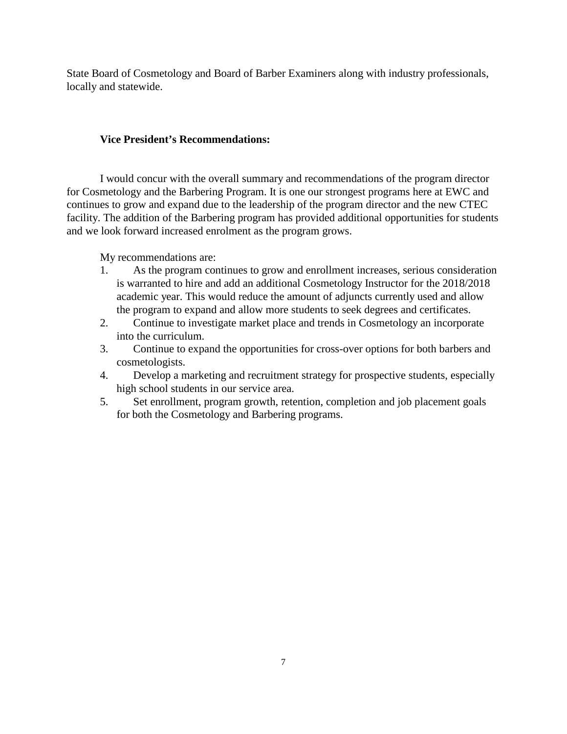State Board of Cosmetology and Board of Barber Examiners along with industry professionals, locally and statewide.

**Vice President's Recommendations:**

I would concur with the overall summary and recommendations of the program director for Cosmetology and the Barbering Program. It is one our strongest programs here at EWC and continues to grow and expand due to the leadership of the program director and the new CTEC facility. The addition of the Barbering program has provided additional opportunities for students and we look forward increased enrolment as the program grows.

My recommendations are:

1. As the program continues to grow and enrollment increases, serious consideration is warranted to hire and add an additional Cosmetology Instructor for the 2018/2018 academic year. This would reduce the amount of adjuncts currently used and allow the program to expand and allow more students to seek degrees and certificates.
2. Continue to investigate market place and trends in Cosmetology an incorporate into the curriculum.
3. Continue to expand the opportunities for cross-over options for both barbers and cosmetologists.
4. Develop a marketing and recruitment strategy for prospective students, especially high school students in our service area.
5. Set enrollment, program growth, retention, completion and job placement goals for both the Cosmetology and Barbering programs.